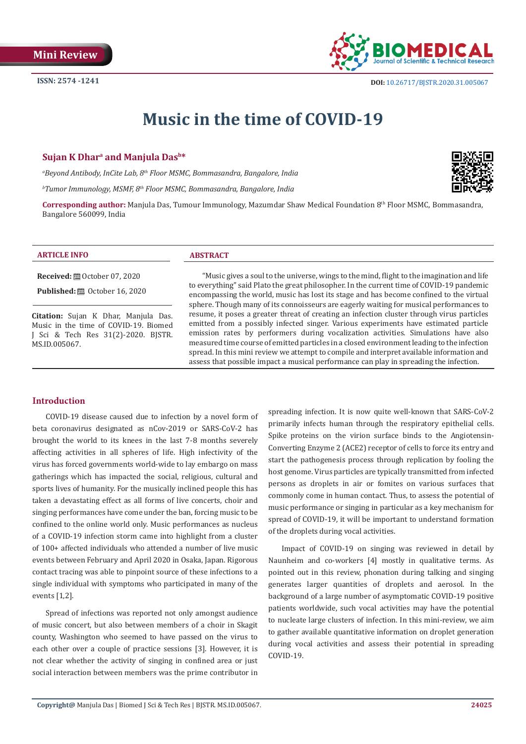Mini Review

ISSN: 2574 -1241

DOI: 10.26717/BJSTR.2020.31.005067

# Music in the time of COVID-19

**Sujan K Dhar[a] and Manjula Das[b]***

[a]*Beyond Antibody, InCite Lab, 8th Floor MSMC, Bommasandra, Bangalore, India*

[b]*Tumor Immunology, MSMF, 8th Floor MSMC, Bommasandra, Bangalore, India*

**Corresponding author:** Manjula Das, Tumour Immunology, Mazumdar Shaw Medical Foundation 8th Floor MSMC, Bommasandra, Bangalore 560099, India

**ARTICLE INFO**

**Received:** October 07, 2020

**Published:** October 16, 2020

**Citation:** Sujan K Dhar, Manjula Das. Music in the time of COVID-19. Biomed J Sci & Tech Res 31(2)-2020. BJSTR. MS.ID.005067.

**ABSTRACT**

"Music gives a soul to the universe, wings to the mind, flight to the imagination and life to everything" said Plato the great philosopher. In the current time of COVID-19 pandemic encompassing the world, music has lost its stage and has become confined to the virtual sphere. Though many of its connoisseurs are eagerly waiting for musical performances to resume, it poses a greater threat of creating an infection cluster through virus particles emitted from a possibly infected singer. Various experiments have estimated particle emission rates by performers during vocalization activities. Simulations have also measured time course of emitted particles in a closed environment leading to the infection spread. In this mini review we attempt to compile and interpret available information and assess that possible impact a musical performance can play in spreading the infection.

## Introduction

COVID-19 disease caused due to infection by a novel form of beta coronavirus designated as nCov-2019 or SARS-CoV-2 has brought the world to its knees in the last 7-8 months severely affecting activities in all spheres of life. High infectivity of the virus has forced governments world-wide to lay embargo on mass gatherings which has impacted the social, religious, cultural and sports lives of humanity. For the musically inclined people this has taken a devastating effect as all forms of live concerts, choir and singing performances have come under the ban, forcing music to be confined to the online world only. Music performances as nucleus of a COVID-19 infection storm came into highlight from a cluster of 100+ affected individuals who attended a number of live music events between February and April 2020 in Osaka, Japan. Rigorous contact tracing was able to pinpoint source of these infections to a single individual with symptoms who participated in many of the events [1,2].

Spread of infections was reported not only amongst audience of music concert, but also between members of a choir in Skagit county, Washington who seemed to have passed on the virus to each other over a couple of practice sessions [3]. However, it is not clear whether the activity of singing in confined area or just social interaction between members was the prime contributor in spreading infection. It is now quite well-known that SARS-CoV-2 primarily infects human through the respiratory epithelial cells. Spike proteins on the virion surface binds to the Angiotensin-Converting Enzyme 2 (ACE2) receptor of cells to force its entry and start the pathogenesis process through replication by fooling the host genome. Virus particles are typically transmitted from infected persons as droplets in air or fomites on various surfaces that commonly come in human contact. Thus, to assess the potential of music performance or singing in particular as a key mechanism for spread of COVID-19, it will be important to understand formation of the droplets during vocal activities.

Impact of COVID-19 on singing was reviewed in detail by Naunheim and co-workers [4] mostly in qualitative terms. As pointed out in this review, phonation during talking and singing generates larger quantities of droplets and aerosol. In the background of a large number of asymptomatic COVID-19 positive patients worldwide, such vocal activities may have the potential to nucleate large clusters of infection. In this mini-review, we aim to gather available quantitative information on droplet generation during vocal activities and assess their potential in spreading COVID-19.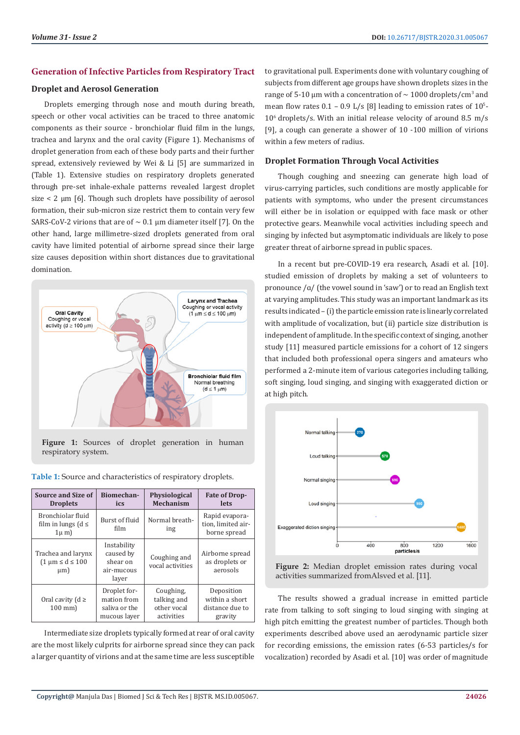## Generation of Infective Particles from Respiratory Tract

### Droplet and Aerosol Generation

Droplets emerging through nose and mouth during breath, speech or other vocal activities can be traced to three anatomic components as their source - bronchiolar fluid film in the lungs, trachea and larynx and the oral cavity (Figure 1). Mechanisms of droplet generation from each of these body parts and their further spread, extensively reviewed by Wei & Li [5] are summarized in (Table 1). Extensive studies on respiratory droplets generated through pre-set inhale-exhale patterns revealed largest droplet size < 2 μm [6]. Though such droplets have possibility of aerosol formation, their sub-micron size restrict them to contain very few SARS-CoV-2 virions that are of ~ 0.1 μm diameter itself [7]. On the other hand, large millimetre-sized droplets generated from oral cavity have limited potential of airborne spread since their large size causes deposition within short distances due to gravitational domination.

Figure 1: Sources of droplet generation in human respiratory system.

Table 1: Source and characteristics of respiratory droplets.

| Source and Size of Droplets | Biomechanics | Physiological Mechanism | Fate of Droplets |
|---|---|---|---|
| Bronchiolar fluid film in lungs (d ≤ 1μ m) | Burst of fluid film | Normal breathing | Rapid evaporation, limited airborne spread |
| Trachea and larynx (1 μm ≤ d ≤ 100 μm) | Instability caused by shear on air-mucous layer | Coughing and vocal activities | Airborne spread as droplets or aerosols |
| Oral cavity (d ≥ 100 mm) | Droplet formation from saliva or the mucous layer | Coughing, talking and other vocal activities | Deposition within a short distance due to gravity |

Intermediate size droplets typically formed at rear of oral cavity are the most likely culprits for airborne spread since they can pack a larger quantity of virions and at the same time are less susceptible to gravitational pull. Experiments done with voluntary coughing of subjects from different age groups have shown droplets sizes in the range of 5-10 μm with a concentration of ~ 1000 droplets/cm$^3$ and mean flow rates 0.1 – 0.9 L/s [8] leading to emission rates of $10^5$-$10^6$ droplets/s. With an initial release velocity of around 8.5 m/s [9], a cough can generate a shower of 10 -100 million of virions within a few meters of radius.

### Droplet Formation Through Vocal Activities

Though coughing and sneezing can generate high load of virus-carrying particles, such conditions are mostly applicable for patients with symptoms, who under the present circumstances will either be in isolation or equipped with face mask or other protective gears. Meanwhile vocal activities including speech and singing by infected but asymptomatic individuals are likely to pose greater threat of airborne spread in public spaces.

In a recent but pre-COVID-19 era research, Asadi et al. [10]. studied emission of droplets by making a set of volunteers to pronounce /ɑ/ (the vowel sound in 'saw') or to read an English text at varying amplitudes. This study was an important landmark as its results indicated – (i) the particle emission rate is linearly correlated with amplitude of vocalization, but (ii) particle size distribution is independent of amplitude. In the specific context of singing, another study [11] measured particle emissions for a cohort of 12 singers that included both professional opera singers and amateurs who performed a 2-minute item of various categories including talking, soft singing, loud singing, and singing with exaggerated diction or at high pitch.

Figure 2: Median droplet emission rates during vocal activities summarized fromAlsved et al. [11].

The results showed a gradual increase in emitted particle rate from talking to soft singing to loud singing with singing at high pitch emitting the greatest number of particles. Though both experiments described above used an aerodynamic particle sizer for recording emissions, the emission rates (6-53 particles/s for vocalization) recorded by Asadi et al. [10] was order of magnitude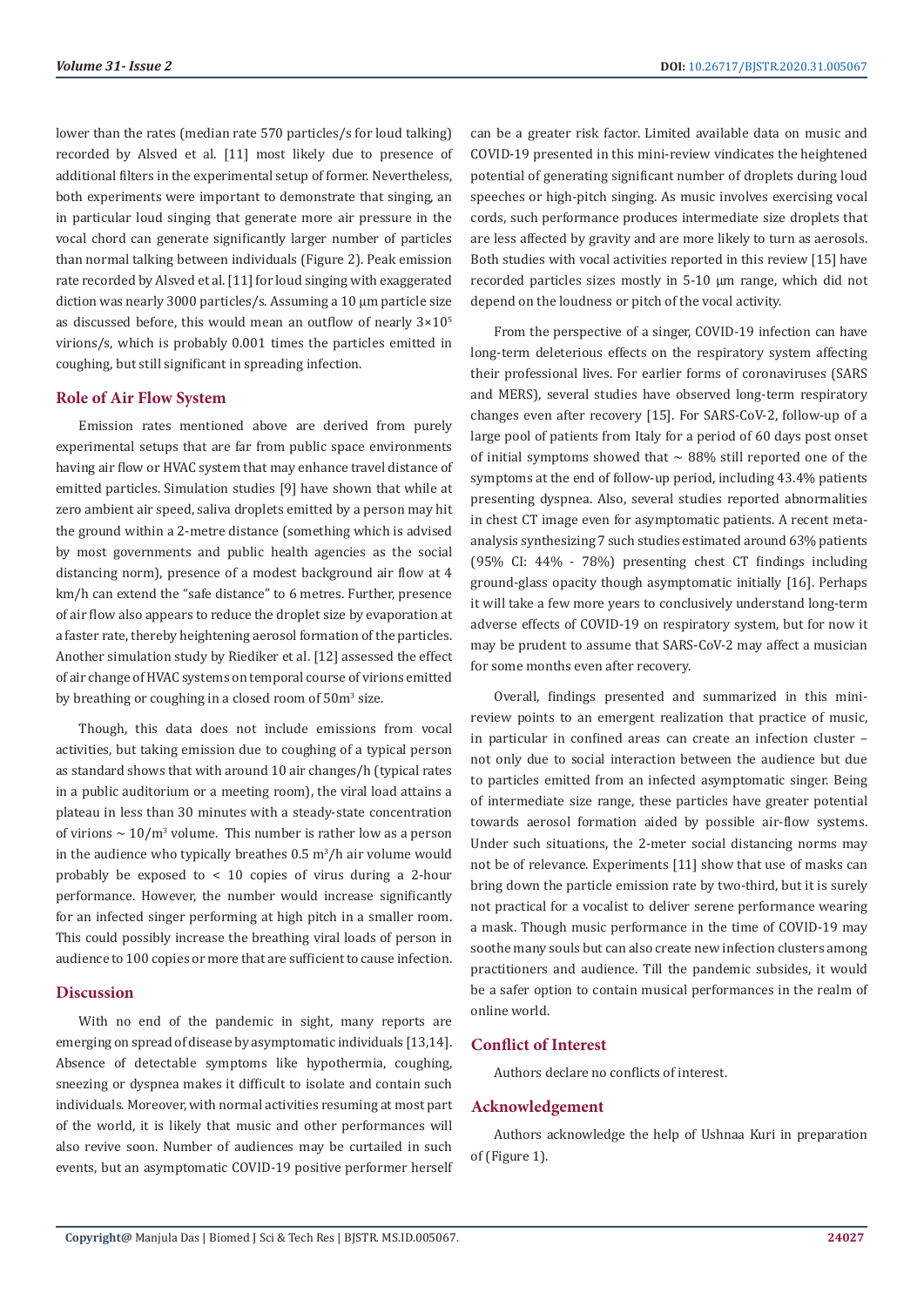lower than the rates (median rate 570 particles/s for loud talking) recorded by Alsved et al. [11] most likely due to presence of additional filters in the experimental setup of former. Nevertheless, both experiments were important to demonstrate that singing, an in particular loud singing that generate more air pressure in the vocal chord can generate significantly larger number of particles than normal talking between individuals (Figure 2). Peak emission rate recorded by Alsved et al. [11] for loud singing with exaggerated diction was nearly 3000 particles/s. Assuming a 10 µm particle size as discussed before, this would mean an outflow of nearly $3\times10^5$ virions/s, which is probably 0.001 times the particles emitted in coughing, but still significant in spreading infection.

## Role of Air Flow System

Emission rates mentioned above are derived from purely experimental setups that are far from public space environments having air flow or HVAC system that may enhance travel distance of emitted particles. Simulation studies [9] have shown that while at zero ambient air speed, saliva droplets emitted by a person may hit the ground within a 2-metre distance (something which is advised by most governments and public health agencies as the social distancing norm), presence of a modest background air flow at 4 km/h can extend the "safe distance" to 6 metres. Further, presence of air flow also appears to reduce the droplet size by evaporation at a faster rate, thereby heightening aerosol formation of the particles. Another simulation study by Riediker et al. [12] assessed the effect of air change of HVAC systems on temporal course of virions emitted by breathing or coughing in a closed room of $50m^3$ size.

Though, this data does not include emissions from vocal activities, but taking emission due to coughing of a typical person as standard shows that with around 10 air changes/h (typical rates in a public auditorium or a meeting room), the viral load attains a plateau in less than 30 minutes with a steady-state concentration of virions ~ $10/m^3$ volume. This number is rather low as a person in the audience who typically breathes 0.5 $m^3/h$ air volume would probably be exposed to < 10 copies of virus during a 2-hour performance. However, the number would increase significantly for an infected singer performing at high pitch in a smaller room. This could possibly increase the breathing viral loads of person in audience to 100 copies or more that are sufficient to cause infection.

## Discussion

With no end of the pandemic in sight, many reports are emerging on spread of disease by asymptomatic individuals [13,14]. Absence of detectable symptoms like hypothermia, coughing, sneezing or dyspnea makes it difficult to isolate and contain such individuals. Moreover, with normal activities resuming at most part of the world, it is likely that music and other performances will also revive soon. Number of audiences may be curtailed in such events, but an asymptomatic COVID-19 positive performer herself can be a greater risk factor. Limited available data on music and COVID-19 presented in this mini-review vindicates the heightened potential of generating significant number of droplets during loud speeches or high-pitch singing. As music involves exercising vocal cords, such performance produces intermediate size droplets that are less affected by gravity and are more likely to turn as aerosols. Both studies with vocal activities reported in this review [15] have recorded particles sizes mostly in 5-10 µm range, which did not depend on the loudness or pitch of the vocal activity.

From the perspective of a singer, COVID-19 infection can have long-term deleterious effects on the respiratory system affecting their professional lives. For earlier forms of coronaviruses (SARS and MERS), several studies have observed long-term respiratory changes even after recovery [15]. For SARS-CoV-2, follow-up of a large pool of patients from Italy for a period of 60 days post onset of initial symptoms showed that ~ 88% still reported one of the symptoms at the end of follow-up period, including 43.4% patients presenting dyspnea. Also, several studies reported abnormalities in chest CT image even for asymptomatic patients. A recent meta-analysis synthesizing 7 such studies estimated around 63% patients (95% CI: 44% - 78%) presenting chest CT findings including ground-glass opacity though asymptomatic initially [16]. Perhaps it will take a few more years to conclusively understand long-term adverse effects of COVID-19 on respiratory system, but for now it may be prudent to assume that SARS-CoV-2 may affect a musician for some months even after recovery.

Overall, findings presented and summarized in this mini-review points to an emergent realization that practice of music, in particular in confined areas can create an infection cluster – not only due to social interaction between the audience but due to particles emitted from an infected asymptomatic singer. Being of intermediate size range, these particles have greater potential towards aerosol formation aided by possible air-flow systems. Under such situations, the 2-meter social distancing norms may not be of relevance. Experiments [11] show that use of masks can bring down the particle emission rate by two-third, but it is surely not practical for a vocalist to deliver serene performance wearing a mask. Though music performance in the time of COVID-19 may soothe many souls but can also create new infection clusters among practitioners and audience. Till the pandemic subsides, it would be a safer option to contain musical performances in the realm of online world.

## Conflict of Interest

Authors declare no conflicts of interest.

## Acknowledgement

Authors acknowledge the help of Ushnaa Kuri in preparation of (Figure 1).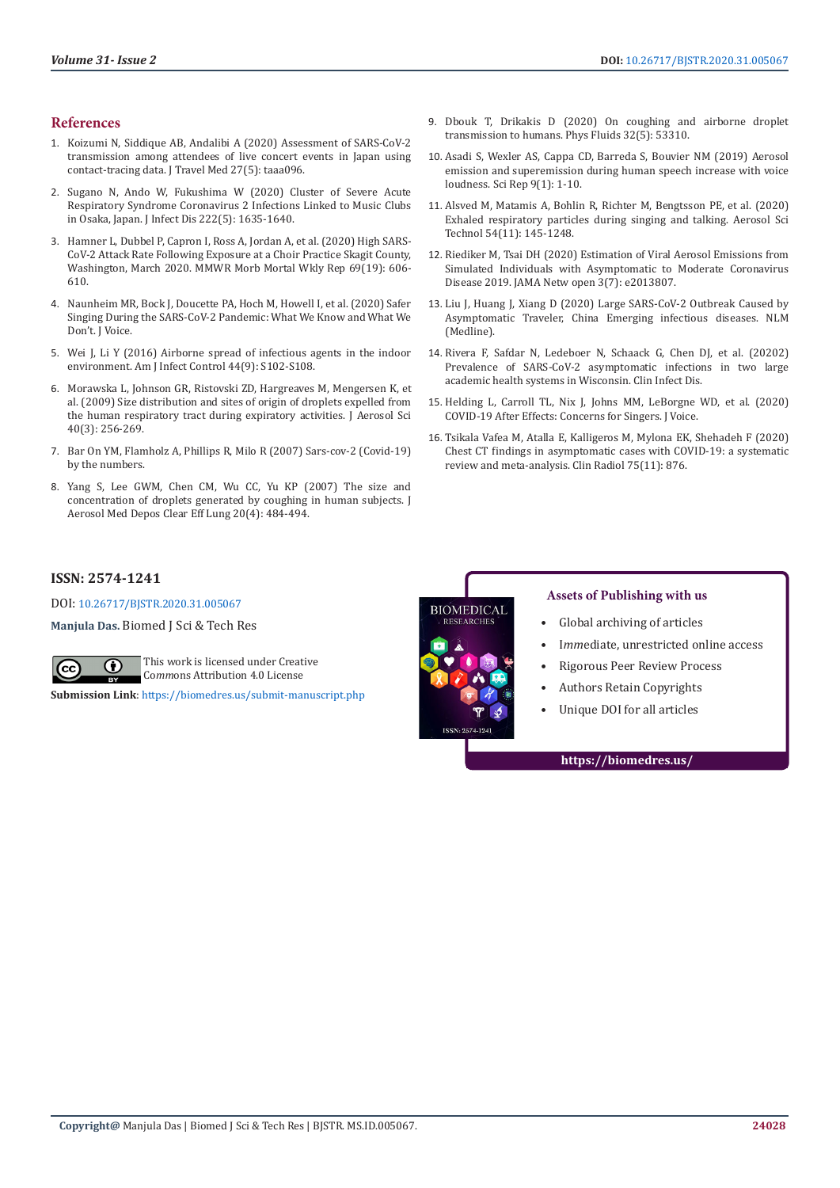## References

1. Koizumi N, Siddique AB, Andalibi A (2020) Assessment of SARS-CoV-2 transmission among attendees of live concert events in Japan using contact-tracing data. J Travel Med 27(5): taaa096.
2. Sugano N, Ando W, Fukushima W (2020) Cluster of Severe Acute Respiratory Syndrome Coronavirus 2 Infections Linked to Music Clubs in Osaka, Japan. J Infect Dis 222(5): 1635-1640.
3. Hamner L, Dubbel P, Capron I, Ross A, Jordan A, et al. (2020) High SARS-CoV-2 Attack Rate Following Exposure at a Choir Practice Skagit County, Washington, March 2020. MMWR Morb Mortal Wkly Rep 69(19): 606-610.
4. Naunheim MR, Bock J, Doucette PA, Hoch M, Howell I, et al. (2020) Safer Singing During the SARS-CoV-2 Pandemic: What We Know and What We Don't. J Voice.
5. Wei J, Li Y (2016) Airborne spread of infectious agents in the indoor environment. Am J Infect Control 44(9): S102-S108.
6. Morawska L, Johnson GR, Ristovski ZD, Hargreaves M, Mengersen K, et al. (2009) Size distribution and sites of origin of droplets expelled from the human respiratory tract during expiratory activities. J Aerosol Sci 40(3): 256-269.
7. Bar On YM, Flamholz A, Phillips R, Milo R (2007) Sars-cov-2 (Covid-19) by the numbers.
8. Yang S, Lee GWM, Chen CM, Wu CC, Yu KP (2007) The size and concentration of droplets generated by coughing in human subjects. J Aerosol Med Depos Clear Eff Lung 20(4): 484-494.
9. Dbouk T, Drikakis D (2020) On coughing and airborne droplet transmission to humans. Phys Fluids 32(5): 53310.
10. Asadi S, Wexler AS, Cappa CD, Barreda S, Bouvier NM (2019) Aerosol emission and superemission during human speech increase with voice loudness. Sci Rep 9(1): 1-10.
11. Alsved M, Matamis A, Bohlin R, Richter M, Bengtsson PE, et al. (2020) Exhaled respiratory particles during singing and talking. Aerosol Sci Technol 54(11): 145-1248.
12. Riediker M, Tsai DH (2020) Estimation of Viral Aerosol Emissions from Simulated Individuals with Asymptomatic to Moderate Coronavirus Disease 2019. JAMA Netw open 3(7): e2013807.
13. Liu J, Huang J, Xiang D (2020) Large SARS-CoV-2 Outbreak Caused by Asymptomatic Traveler, China Emerging infectious diseases. NLM (Medline).
14. Rivera F, Safdar N, Ledeboer N, Schaack G, Chen DJ, et al. (20202) Prevalence of SARS-CoV-2 asymptomatic infections in two large academic health systems in Wisconsin. Clin Infect Dis.
15. Helding L, Carroll TL, Nix J, Johns MM, LeBorgne WD, et al. (2020) COVID-19 After Effects: Concerns for Singers. J Voice.
16. Tsikala Vafea M, Atalla E, Kalligeros M, Mylona EK, Shehadeh F (2020) Chest CT findings in asymptomatic cases with COVID-19: a systematic review and meta-analysis. Clin Radiol 75(11): 876.

**ISSN: 2574-1241**

DOI: 10.26717/BJSTR.2020.31.005067

**Manjula Das.** Biomed J Sci & Tech Res

This work is licensed under Creative Commons Attribution 4.0 License

**Submission Link**: https://biomedres.us/submit-manuscript.php

**Assets of Publishing with us**

- Global archiving of articles
- Immediate, unrestricted online access
- Rigorous Peer Review Process
- Authors Retain Copyrights
- Unique DOI for all articles

**https://biomedres.us/**